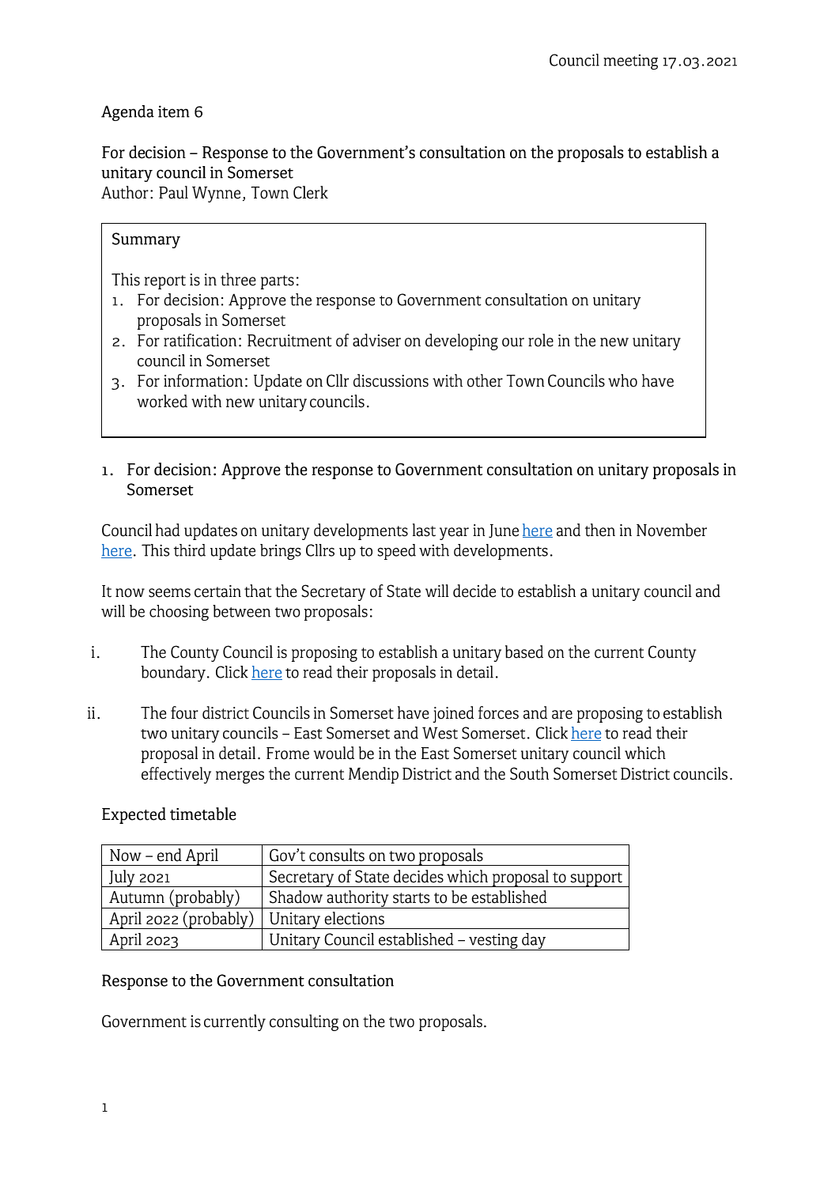Council meeting 17.03.2021

Agenda item 6

For decision – Response to the Government's consultation on the proposals to establish a unitary council in Somerset
Author: Paul Wynne, Town Clerk

> Summary
>
> This report is in three parts:
> 1. For decision: Approve the response to Government consultation on unitary proposals in Somerset
> 2. For ratification: Recruitment of adviser on developing our role in the new unitary council in Somerset
> 3. For information: Update on Cllr discussions with other Town Councils who have worked with new unitary councils.

1. For decision: Approve the response to Government consultation on unitary proposals in Somerset

Council had updates on unitary developments last year in June here and then in November here. This third update brings Cllrs up to speed with developments.

It now seems certain that the Secretary of State will decide to establish a unitary council and will be choosing between two proposals:

i. The County Council is proposing to establish a unitary based on the current County boundary. Click here to read their proposals in detail.

ii. The four district Councils in Somerset have joined forces and are proposing to establish two unitary councils – East Somerset and West Somerset. Click here to read their proposal in detail. Frome would be in the East Somerset unitary council which effectively merges the current Mendip District and the South Somerset District councils.

Expected timetable

| Now – end April | Gov't consults on two proposals |
|---|---|
| July 2021 | Secretary of State decides which proposal to support |
| Autumn (probably) | Shadow authority starts to be established |
| April 2022 (probably) | Unitary elections |
| April 2023 | Unitary Council established – vesting day |

Response to the Government consultation

Government is currently consulting on the two proposals.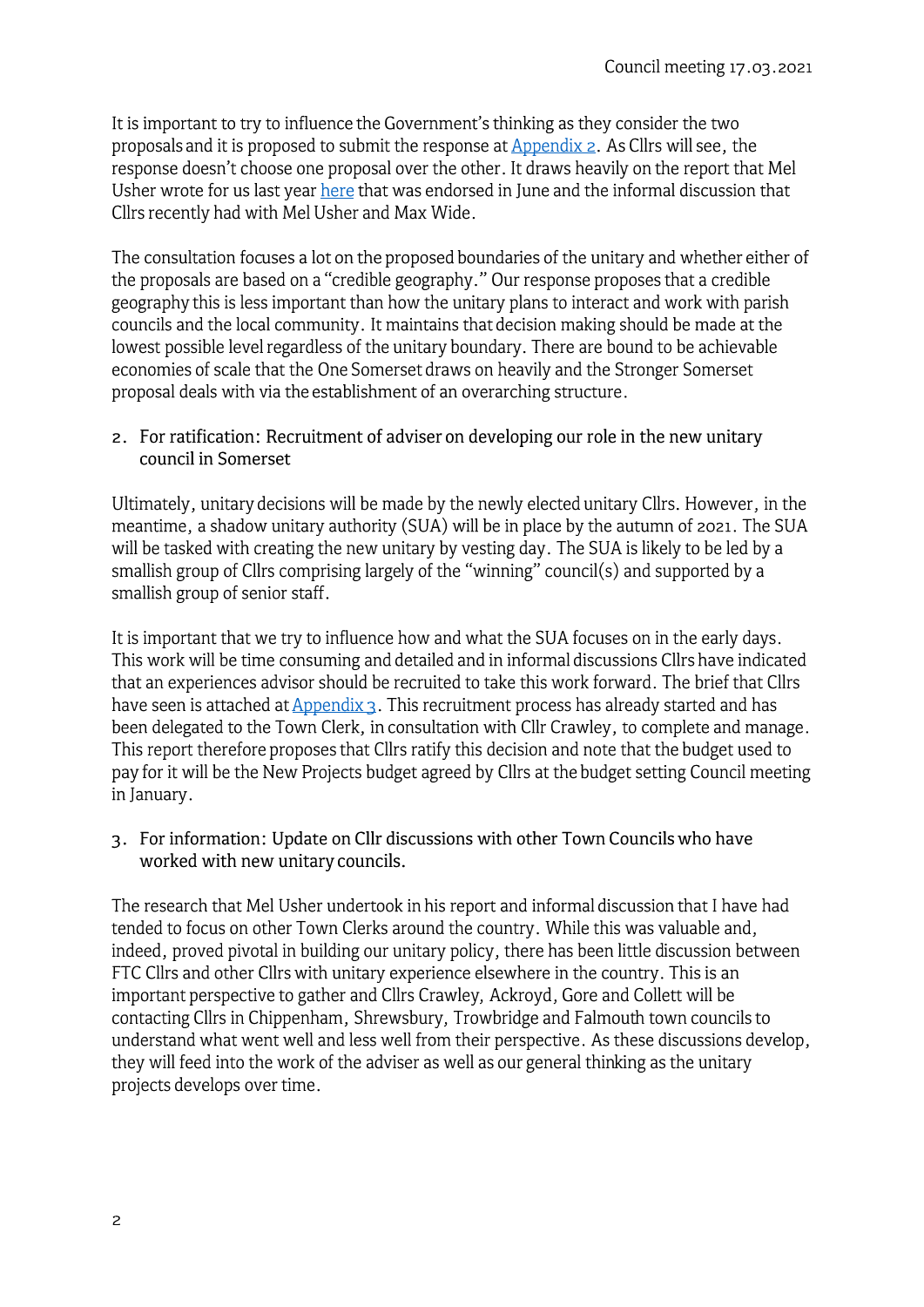It is important to try to influence the Government's thinking as they consider the two proposals and it is proposed to submit the response at Appendix 2. As Cllrs will see, the response doesn't choose one proposal over the other. It draws heavily on the report that Mel Usher wrote for us last year here that was endorsed in June and the informal discussion that Cllrs recently had with Mel Usher and Max Wide.

The consultation focuses a lot on the proposed boundaries of the unitary and whether either of the proposals are based on a "credible geography." Our response proposes that a credible geography this is less important than how the unitary plans to interact and work with parish councils and the local community. It maintains that decision making should be made at the lowest possible level regardless of the unitary boundary. There are bound to be achievable economies of scale that the One Somerset draws on heavily and the Stronger Somerset proposal deals with via the establishment of an overarching structure.

2. For ratification: Recruitment of adviser on developing our role in the new unitary council in Somerset

Ultimately, unitary decisions will be made by the newly elected unitary Cllrs. However, in the meantime, a shadow unitary authority (SUA) will be in place by the autumn of 2021. The SUA will be tasked with creating the new unitary by vesting day. The SUA is likely to be led by a smallish group of Cllrs comprising largely of the "winning" council(s) and supported by a smallish group of senior staff.

It is important that we try to influence how and what the SUA focuses on in the early days. This work will be time consuming and detailed and in informal discussions Cllrs have indicated that an experiences advisor should be recruited to take this work forward. The brief that Cllrs have seen is attached at Appendix 3. This recruitment process has already started and has been delegated to the Town Clerk, in consultation with Cllr Crawley, to complete and manage. This report therefore proposes that Cllrs ratify this decision and note that the budget used to pay for it will be the New Projects budget agreed by Cllrs at the budget setting Council meeting in January.

3. For information: Update on Cllr discussions with other Town Councils who have worked with new unitary councils.

The research that Mel Usher undertook in his report and informal discussion that I have had tended to focus on other Town Clerks around the country. While this was valuable and, indeed, proved pivotal in building our unitary policy, there has been little discussion between FTC Cllrs and other Cllrs with unitary experience elsewhere in the country. This is an important perspective to gather and Cllrs Crawley, Ackroyd, Gore and Collett will be contacting Cllrs in Chippenham, Shrewsbury, Trowbridge and Falmouth town councils to understand what went well and less well from their perspective. As these discussions develop, they will feed into the work of the adviser as well as our general thinking as the unitary projects develops over time.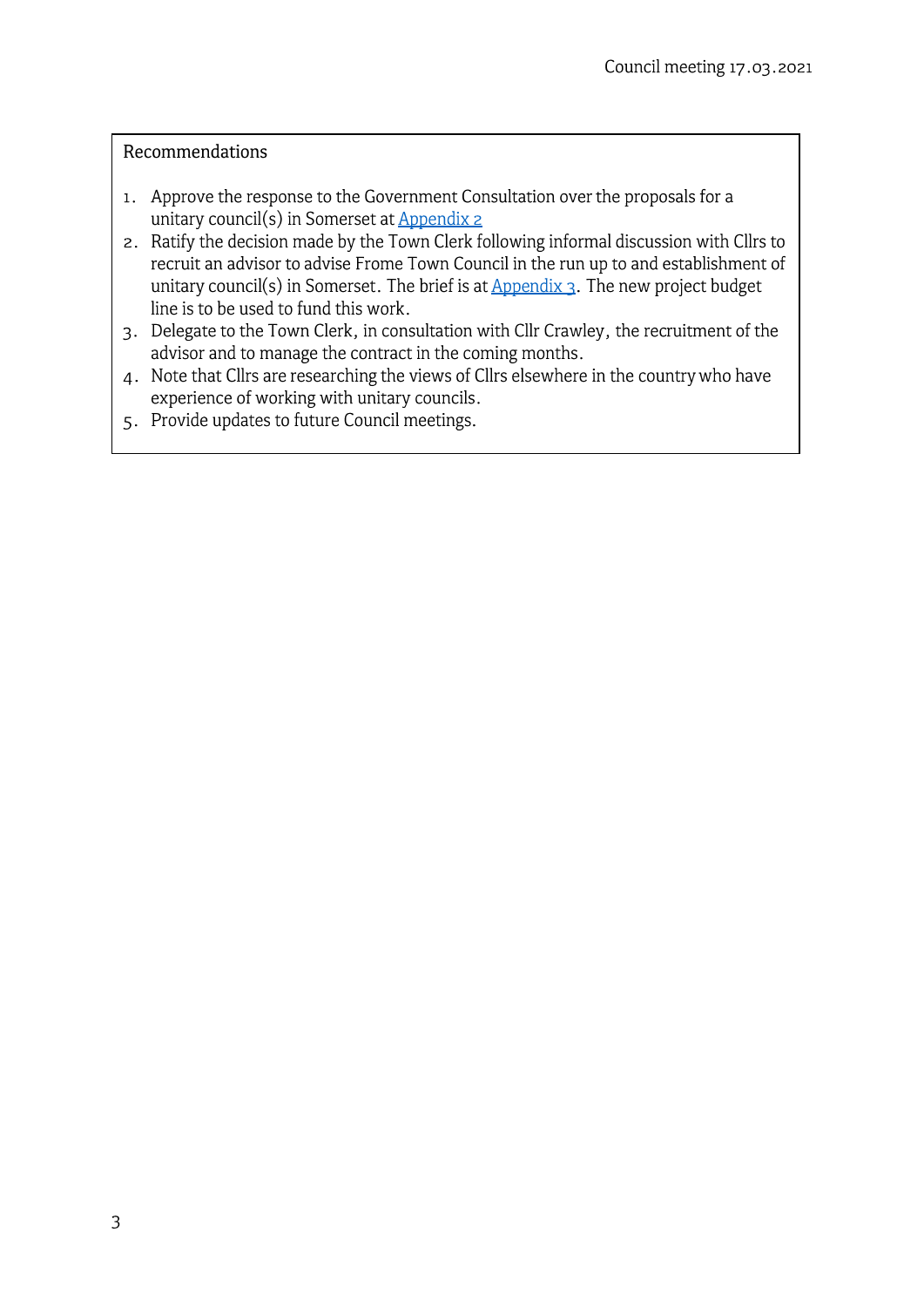Recommendations

1. Approve the response to the Government Consultation over the proposals for a unitary council(s) in Somerset at Appendix 2
2. Ratify the decision made by the Town Clerk following informal discussion with Cllrs to recruit an advisor to advise Frome Town Council in the run up to and establishment of unitary council(s) in Somerset. The brief is at Appendix 3. The new project budget line is to be used to fund this work.
3. Delegate to the Town Clerk, in consultation with Cllr Crawley, the recruitment of the advisor and to manage the contract in the coming months.
4. Note that Cllrs are researching the views of Cllrs elsewhere in the country who have experience of working with unitary councils.
5. Provide updates to future Council meetings.